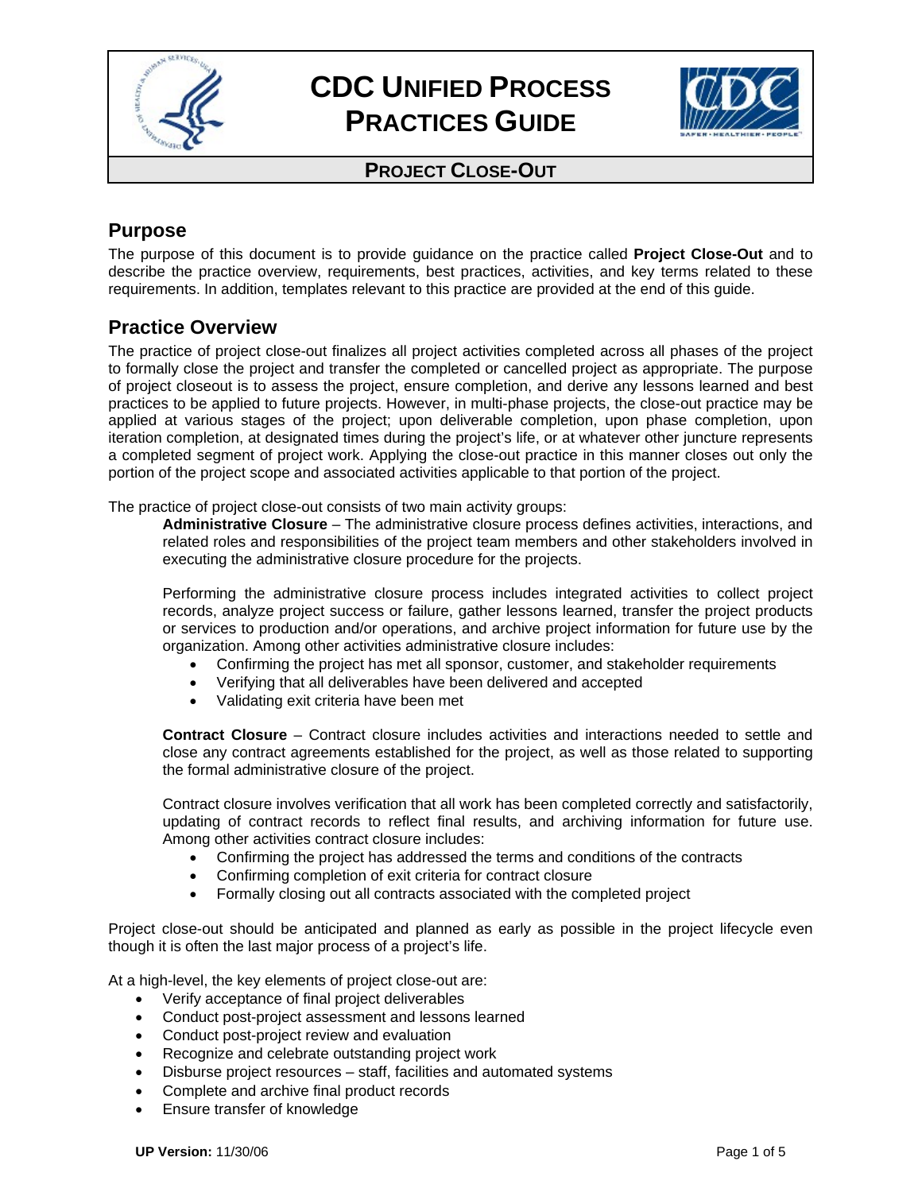# CDC Unified Process Practices Guide

## Project Close-Out

## Purpose

The purpose of this document is to provide guidance on the practice called **Project Close-Out** and to describe the practice overview, requirements, best practices, activities, and key terms related to these requirements. In addition, templates relevant to this practice are provided at the end of this guide.

## Practice Overview

The practice of project close-out finalizes all project activities completed across all phases of the project to formally close the project and transfer the completed or cancelled project as appropriate. The purpose of project closeout is to assess the project, ensure completion, and derive any lessons learned and best practices to be applied to future projects. However, in multi-phase projects, the close-out practice may be applied at various stages of the project; upon deliverable completion, upon phase completion, upon iteration completion, at designated times during the project's life, or at whatever other juncture represents a completed segment of project work. Applying the close-out practice in this manner closes out only the portion of the project scope and associated activities applicable to that portion of the project.

The practice of project close-out consists of two main activity groups:

**Administrative Closure** – The administrative closure process defines activities, interactions, and related roles and responsibilities of the project team members and other stakeholders involved in executing the administrative closure procedure for the projects.

Performing the administrative closure process includes integrated activities to collect project records, analyze project success or failure, gather lessons learned, transfer the project products or services to production and/or operations, and archive project information for future use by the organization. Among other activities administrative closure includes:

- Confirming the project has met all sponsor, customer, and stakeholder requirements
- Verifying that all deliverables have been delivered and accepted
- Validating exit criteria have been met

**Contract Closure** – Contract closure includes activities and interactions needed to settle and close any contract agreements established for the project, as well as those related to supporting the formal administrative closure of the project.

Contract closure involves verification that all work has been completed correctly and satisfactorily, updating of contract records to reflect final results, and archiving information for future use. Among other activities contract closure includes:

- Confirming the project has addressed the terms and conditions of the contracts
- Confirming completion of exit criteria for contract closure
- Formally closing out all contracts associated with the completed project

Project close-out should be anticipated and planned as early as possible in the project lifecycle even though it is often the last major process of a project's life.

At a high-level, the key elements of project close-out are:

- Verify acceptance of final project deliverables
- Conduct post-project assessment and lessons learned
- Conduct post-project review and evaluation
- Recognize and celebrate outstanding project work
- Disburse project resources – staff, facilities and automated systems
- Complete and archive final product records
- Ensure transfer of knowledge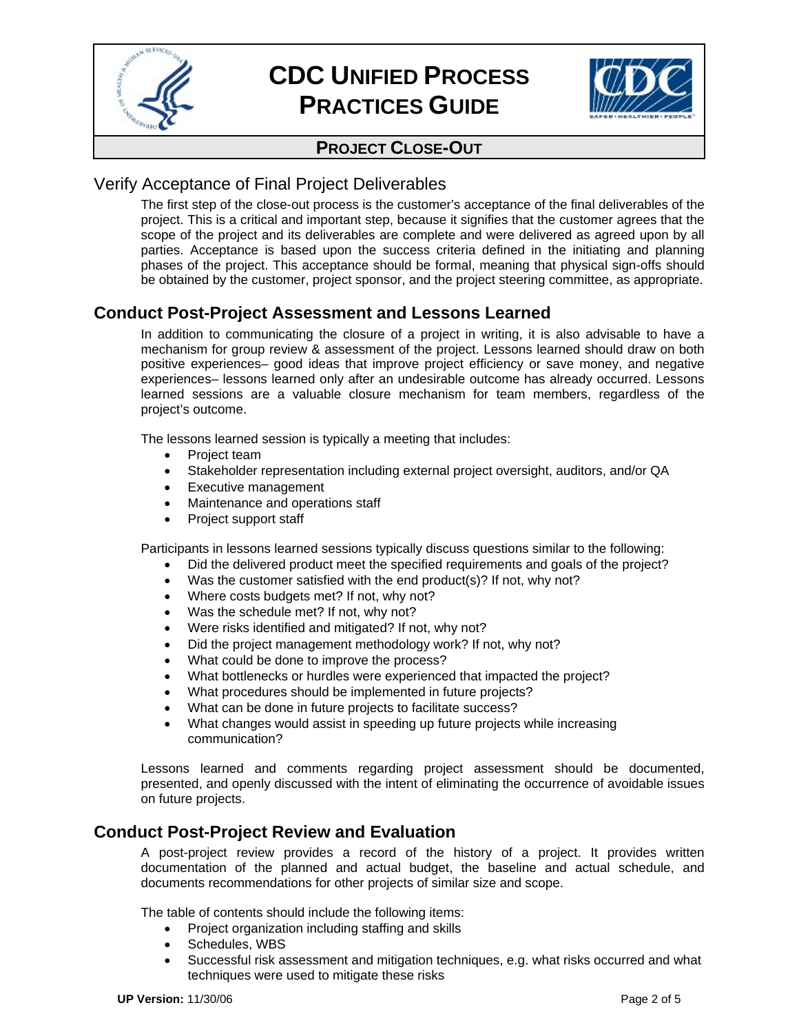## Verify Acceptance of Final Project Deliverables

The first step of the close-out process is the customer's acceptance of the final deliverables of the project. This is a critical and important step, because it signifies that the customer agrees that the scope of the project and its deliverables are complete and were delivered as agreed upon by all parties. Acceptance is based upon the success criteria defined in the initiating and planning phases of the project. This acceptance should be formal, meaning that physical sign-offs should be obtained by the customer, project sponsor, and the project steering committee, as appropriate.

## Conduct Post-Project Assessment and Lessons Learned

In addition to communicating the closure of a project in writing, it is also advisable to have a mechanism for group review & assessment of the project. Lessons learned should draw on both positive experiences– good ideas that improve project efficiency or save money, and negative experiences– lessons learned only after an undesirable outcome has already occurred. Lessons learned sessions are a valuable closure mechanism for team members, regardless of the project's outcome.

The lessons learned session is typically a meeting that includes:

- Project team
- Stakeholder representation including external project oversight, auditors, and/or QA
- Executive management
- Maintenance and operations staff
- Project support staff

Participants in lessons learned sessions typically discuss questions similar to the following:

- Did the delivered product meet the specified requirements and goals of the project?
- Was the customer satisfied with the end product(s)? If not, why not?
- Where costs budgets met? If not, why not?
- Was the schedule met? If not, why not?
- Were risks identified and mitigated? If not, why not?
- Did the project management methodology work? If not, why not?
- What could be done to improve the process?
- What bottlenecks or hurdles were experienced that impacted the project?
- What procedures should be implemented in future projects?
- What can be done in future projects to facilitate success?
- What changes would assist in speeding up future projects while increasing communication?

Lessons learned and comments regarding project assessment should be documented, presented, and openly discussed with the intent of eliminating the occurrence of avoidable issues on future projects.

## Conduct Post-Project Review and Evaluation

A post-project review provides a record of the history of a project. It provides written documentation of the planned and actual budget, the baseline and actual schedule, and documents recommendations for other projects of similar size and scope.

The table of contents should include the following items:

- Project organization including staffing and skills
- Schedules, WBS
- Successful risk assessment and mitigation techniques, e.g. what risks occurred and what techniques were used to mitigate these risks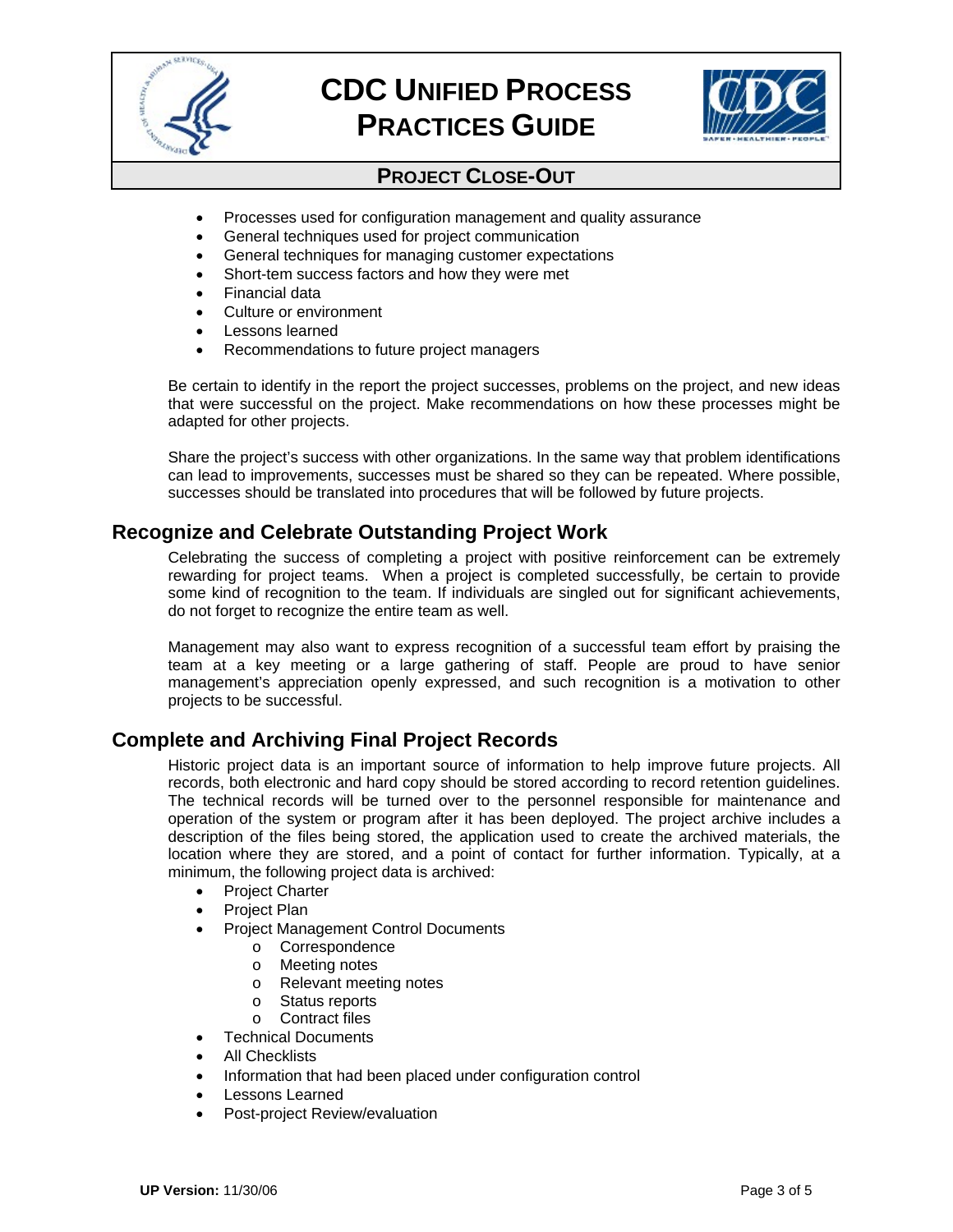- Processes used for configuration management and quality assurance
- General techniques used for project communication
- General techniques for managing customer expectations
- Short-tem success factors and how they were met
- Financial data
- Culture or environment
- Lessons learned
- Recommendations to future project managers

Be certain to identify in the report the project successes, problems on the project, and new ideas that were successful on the project. Make recommendations on how these processes might be adapted for other projects.

Share the project's success with other organizations. In the same way that problem identifications can lead to improvements, successes must be shared so they can be repeated. Where possible, successes should be translated into procedures that will be followed by future projects.

## Recognize and Celebrate Outstanding Project Work

Celebrating the success of completing a project with positive reinforcement can be extremely rewarding for project teams. When a project is completed successfully, be certain to provide some kind of recognition to the team. If individuals are singled out for significant achievements, do not forget to recognize the entire team as well.

Management may also want to express recognition of a successful team effort by praising the team at a key meeting or a large gathering of staff. People are proud to have senior management's appreciation openly expressed, and such recognition is a motivation to other projects to be successful.

## Complete and Archiving Final Project Records

Historic project data is an important source of information to help improve future projects. All records, both electronic and hard copy should be stored according to record retention guidelines. The technical records will be turned over to the personnel responsible for maintenance and operation of the system or program after it has been deployed. The project archive includes a description of the files being stored, the application used to create the archived materials, the location where they are stored, and a point of contact for further information. Typically, at a minimum, the following project data is archived:

- Project Charter
- Project Plan
- Project Management Control Documents
  - Correspondence
  - Meeting notes
  - Relevant meeting notes
  - Status reports
  - Contract files
- Technical Documents
- All Checklists
- Information that had been placed under configuration control
- Lessons Learned
- Post-project Review/evaluation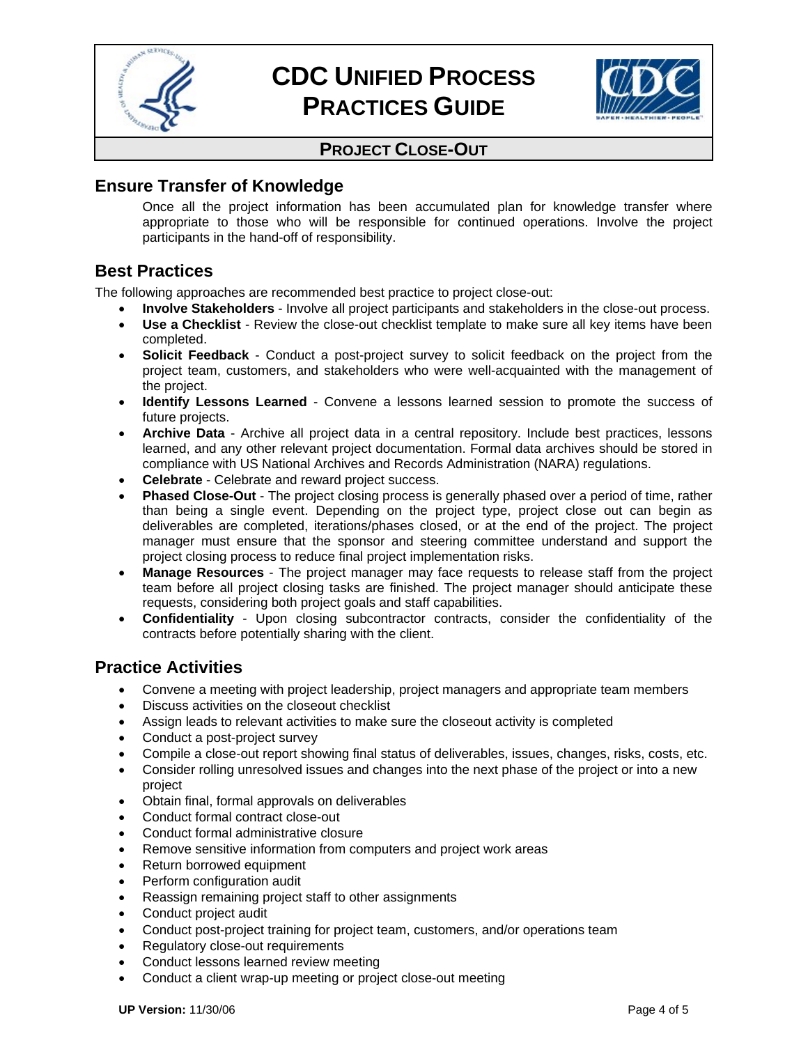## Ensure Transfer of Knowledge

Once all the project information has been accumulated plan for knowledge transfer where appropriate to those who will be responsible for continued operations. Involve the project participants in the hand-off of responsibility.

## Best Practices

The following approaches are recommended best practice to project close-out:

- **Involve Stakeholders** - Involve all project participants and stakeholders in the close-out process.
- **Use a Checklist** - Review the close-out checklist template to make sure all key items have been completed.
- **Solicit Feedback** - Conduct a post-project survey to solicit feedback on the project from the project team, customers, and stakeholders who were well-acquainted with the management of the project.
- **Identify Lessons Learned** - Convene a lessons learned session to promote the success of future projects.
- **Archive Data** - Archive all project data in a central repository. Include best practices, lessons learned, and any other relevant project documentation. Formal data archives should be stored in compliance with US National Archives and Records Administration (NARA) regulations.
- **Celebrate** - Celebrate and reward project success.
- **Phased Close-Out** - The project closing process is generally phased over a period of time, rather than being a single event. Depending on the project type, project close out can begin as deliverables are completed, iterations/phases closed, or at the end of the project. The project manager must ensure that the sponsor and steering committee understand and support the project closing process to reduce final project implementation risks.
- **Manage Resources** - The project manager may face requests to release staff from the project team before all project closing tasks are finished. The project manager should anticipate these requests, considering both project goals and staff capabilities.
- **Confidentiality** - Upon closing subcontractor contracts, consider the confidentiality of the contracts before potentially sharing with the client.

## Practice Activities

- Convene a meeting with project leadership, project managers and appropriate team members
- Discuss activities on the closeout checklist
- Assign leads to relevant activities to make sure the closeout activity is completed
- Conduct a post-project survey
- Compile a close-out report showing final status of deliverables, issues, changes, risks, costs, etc.
- Consider rolling unresolved issues and changes into the next phase of the project or into a new project
- Obtain final, formal approvals on deliverables
- Conduct formal contract close-out
- Conduct formal administrative closure
- Remove sensitive information from computers and project work areas
- Return borrowed equipment
- Perform configuration audit
- Reassign remaining project staff to other assignments
- Conduct project audit
- Conduct post-project training for project team, customers, and/or operations team
- Regulatory close-out requirements
- Conduct lessons learned review meeting
- Conduct a client wrap-up meeting or project close-out meeting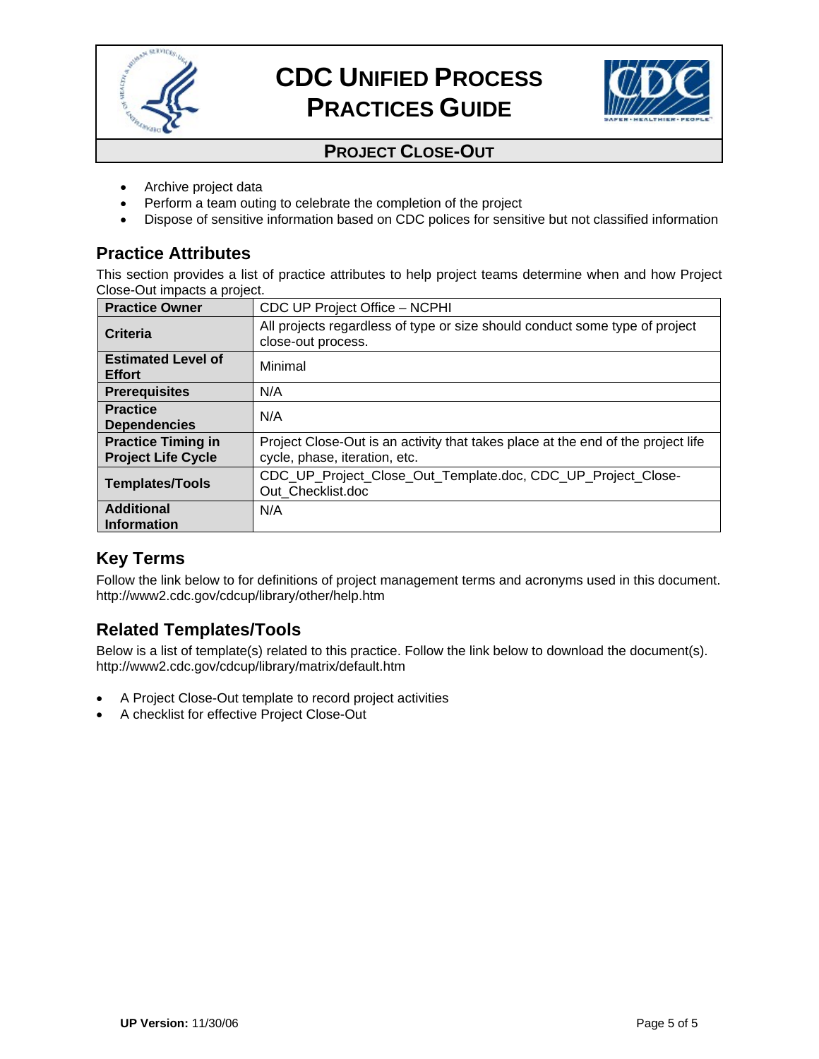- Archive project data
- Perform a team outing to celebrate the completion of the project
- Dispose of sensitive information based on CDC polices for sensitive but not classified information

## Practice Attributes

This section provides a list of practice attributes to help project teams determine when and how Project Close-Out impacts a project.

| | |
|---|---|
| **Practice Owner** | CDC UP Project Office – NCPHI |
| **Criteria** | All projects regardless of type or size should conduct some type of project close-out process. |
| **Estimated Level of Effort** | Minimal |
| **Prerequisites** | N/A |
| **Practice Dependencies** | N/A |
| **Practice Timing in Project Life Cycle** | Project Close-Out is an activity that takes place at the end of the project life cycle, phase, iteration, etc. |
| **Templates/Tools** | CDC_UP_Project_Close_Out_Template.doc, CDC_UP_Project_Close-Out_Checklist.doc |
| **Additional Information** | N/A |

## Key Terms

Follow the link below to for definitions of project management terms and acronyms used in this document.
http://www2.cdc.gov/cdcup/library/other/help.htm

## Related Templates/Tools

Below is a list of template(s) related to this practice. Follow the link below to download the document(s).
http://www2.cdc.gov/cdcup/library/matrix/default.htm

- A Project Close-Out template to record project activities
- A checklist for effective Project Close-Out